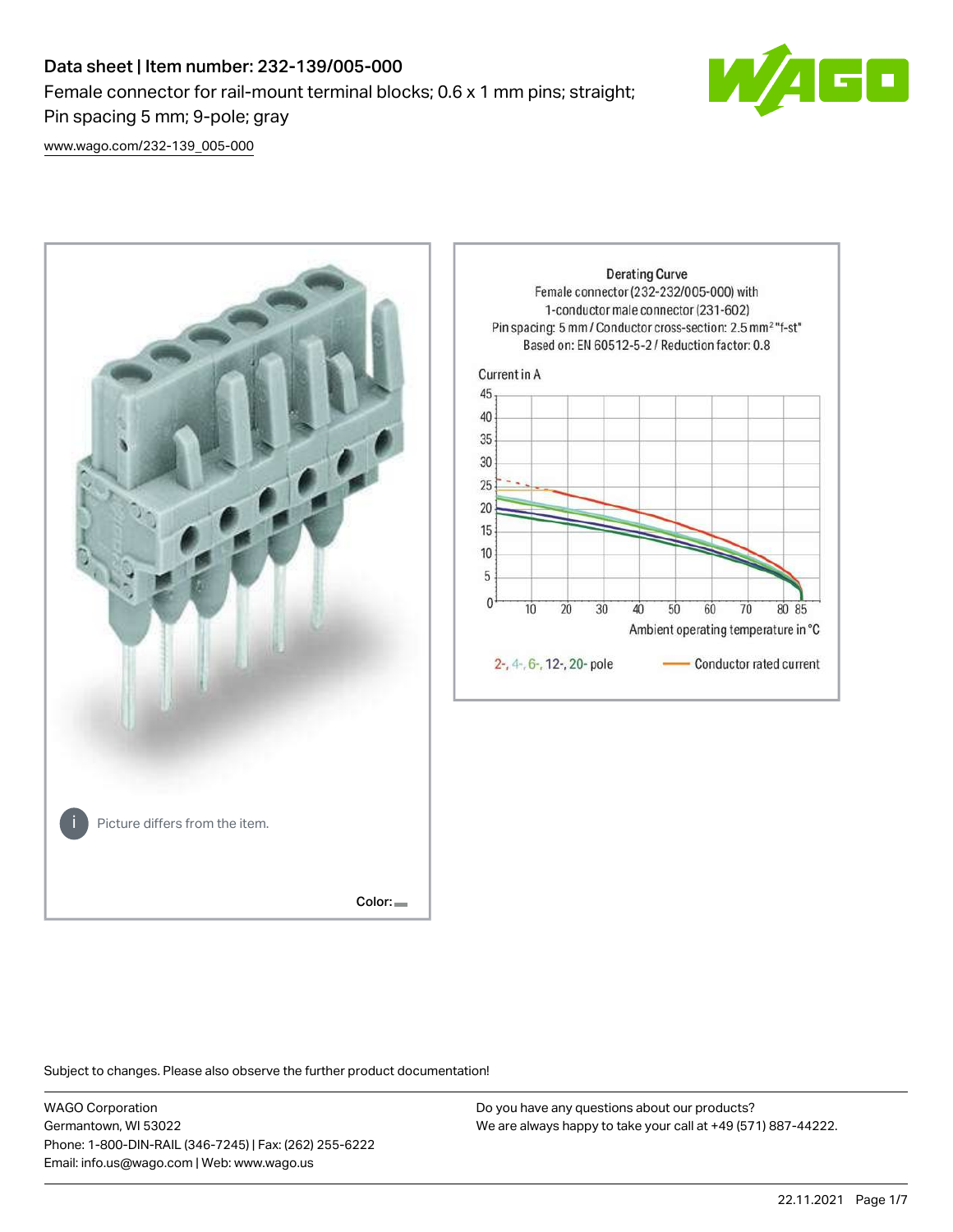# Data sheet | Item number: 232-139/005-000

Female connector for rail-mount terminal blocks; 0.6 x 1 mm pins; straight; Pin spacing 5 mm; 9-pole; gray

[www.wago.com/232-139_005-000](www.wago.com/232-139_005-000)

Picture differs from the item.

Color:

Derating Curve
Female connector (232-232/005-000) with 1-conductor male connector (231-602)
Pin spacing: 5 mm / Conductor cross-section: 2.5 mm² "f-st"
Based on: EN 60512-5-2 / Reduction factor: 0.8

Current in A

Ambient operating temperature in °C

2-, 4-, 6-, 12-, 20- pole — Conductor rated current

Subject to changes. Please also observe the further product documentation!

WAGO Corporation
Germantown, WI 53022
Phone: 1-800-DIN-RAIL (346-7245) | Fax: (262) 255-6222
Email: info.us@wago.com | Web: www.wago.us

Do you have any questions about our products?
We are always happy to take your call at +49 (571) 887-44222.

22.11.2021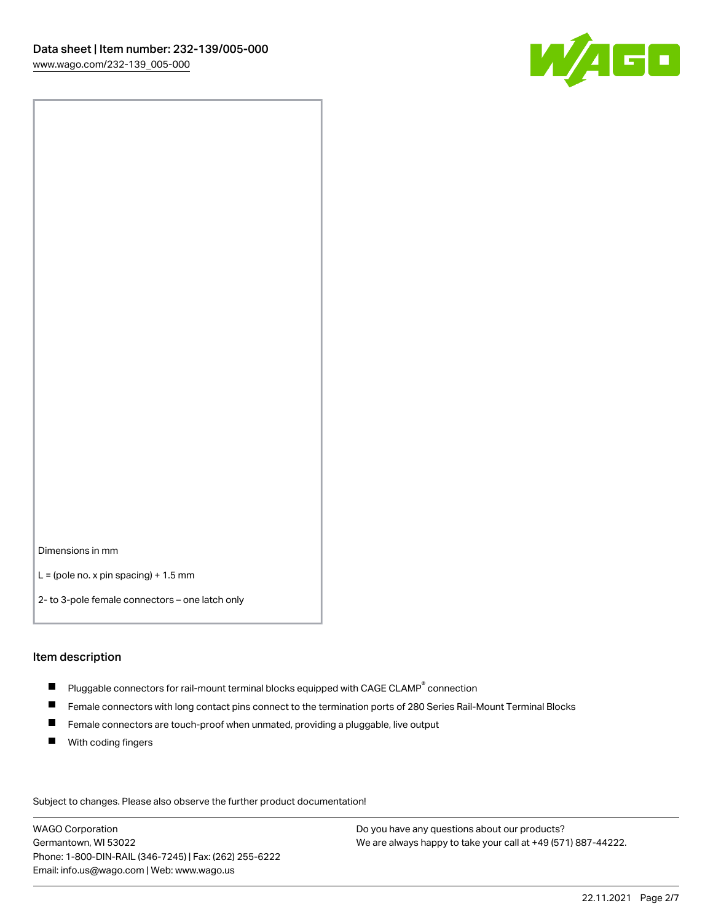Dimensions in mm

L = (pole no. x pin spacing) + 1.5 mm

2- to 3-pole female connectors – one latch only

## Item description

- Pluggable connectors for rail-mount terminal blocks equipped with CAGE CLAMP® connection
- Female connectors with long contact pins connect to the termination ports of 280 Series Rail-Mount Terminal Blocks
- Female connectors are touch-proof when unmated, providing a pluggable, live output
- With coding fingers

Subject to changes. Please also observe the further product documentation!

WAGO Corporation
Germantown, WI 53022
Phone: 1-800-DIN-RAIL (346-7245) | Fax: (262) 255-6222
Email: info.us@wago.com | Web: www.wago.us

Do you have any questions about our products?
We are always happy to take your call at +49 (571) 887-44222.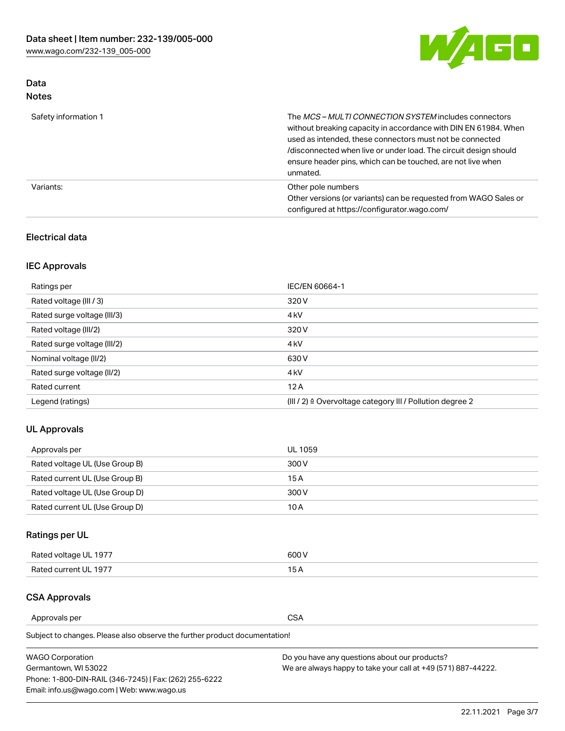## Data
### Notes

| | |
|---|---|
| Safety information 1 | The *MCS – MULTI CONNECTION SYSTEM* includes connectors without breaking capacity in accordance with DIN EN 61984. When used as intended, these connectors must not be connected /disconnected when live or under load. The circuit design should ensure header pins, which can be touched, are not live when unmated. |
| Variants: | Other pole numbers<br>Other versions (or variants) can be requested from WAGO Sales or configured at https://configurator.wago.com/ |

## Electrical data

### IEC Approvals

| | |
|---|---|
| Ratings per | IEC/EN 60664-1 |
| Rated voltage (III / 3) | 320 V |
| Rated surge voltage (III/3) | 4 kV |
| Rated voltage (III/2) | 320 V |
| Rated surge voltage (III/2) | 4 kV |
| Nominal voltage (II/2) | 630 V |
| Rated surge voltage (II/2) | 4 kV |
| Rated current | 12 A |
| Legend (ratings) | (III / 2) ≙ Overvoltage category III / Pollution degree 2 |

### UL Approvals

| | |
|---|---|
| Approvals per | UL 1059 |
| Rated voltage UL (Use Group B) | 300 V |
| Rated current UL (Use Group B) | 15 A |
| Rated voltage UL (Use Group D) | 300 V |
| Rated current UL (Use Group D) | 10 A |

### Ratings per UL

| | |
|---|---|
| Rated voltage UL 1977 | 600 V |
| Rated current UL 1977 | 15 A |

### CSA Approvals

| | |
|---|---|
| Approvals per | CSA |

Subject to changes. Please also observe the further product documentation!

WAGO Corporation
Germantown, WI 53022
Phone: 1-800-DIN-RAIL (346-7245) | Fax: (262) 255-6222
Email: info.us@wago.com | Web: www.wago.us

Do you have any questions about our products?
We are always happy to take your call at +49 (571) 887-44222.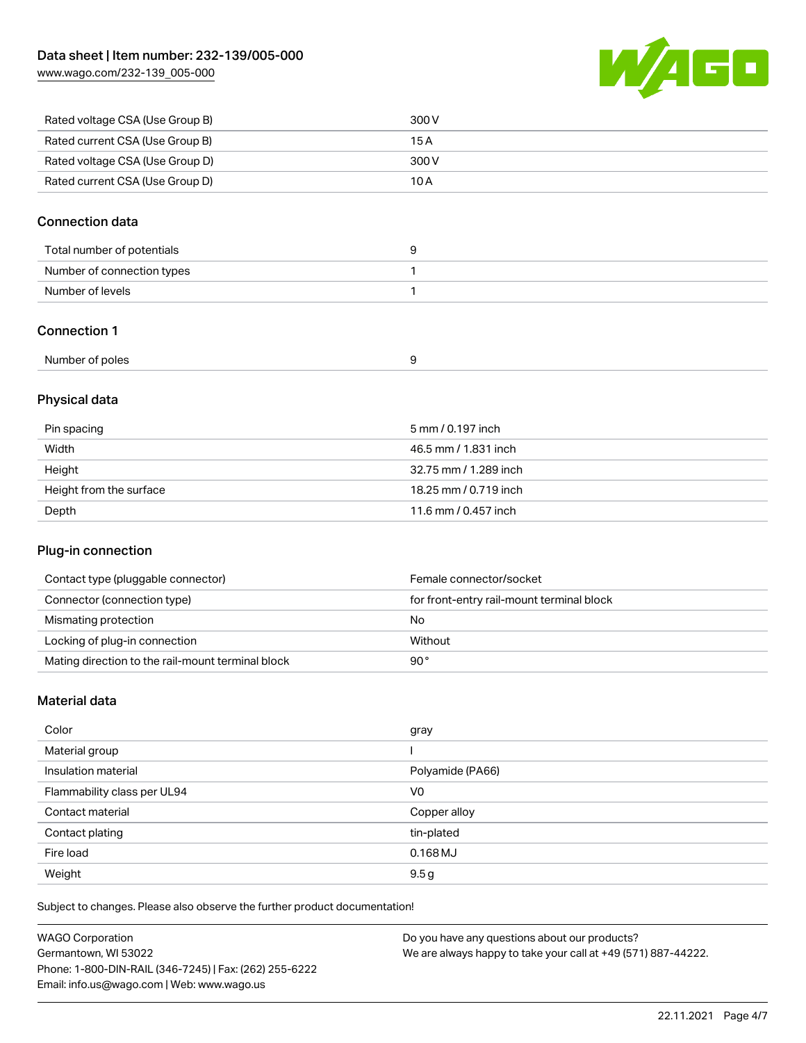| Rated voltage CSA (Use Group B) | 300 V |
| --- | --- |
| Rated current CSA (Use Group B) | 15 A |
| Rated voltage CSA (Use Group D) | 300 V |
| Rated current CSA (Use Group D) | 10 A |

## Connection data

| Total number of potentials | 9 |
| --- | --- |
| Number of connection types | 1 |
| Number of levels | 1 |

## Connection 1

| Number of poles | 9 |
| --- | --- |

## Physical data

| Pin spacing | 5 mm / 0.197 inch |
| --- | --- |
| Width | 46.5 mm / 1.831 inch |
| Height | 32.75 mm / 1.289 inch |
| Height from the surface | 18.25 mm / 0.719 inch |
| Depth | 11.6 mm / 0.457 inch |

## Plug-in connection

| Contact type (pluggable connector) | Female connector/socket |
| --- | --- |
| Connector (connection type) | for front-entry rail-mount terminal block |
| Mismating protection | No |
| Locking of plug-in connection | Without |
| Mating direction to the rail-mount terminal block | 90 ° |

## Material data

| Color | gray |
| --- | --- |
| Material group | I |
| Insulation material | Polyamide (PA66) |
| Flammability class per UL94 | V0 |
| Contact material | Copper alloy |
| Contact plating | tin-plated |
| Fire load | 0.168 MJ |
| Weight | 9.5 g |

Subject to changes. Please also observe the further product documentation!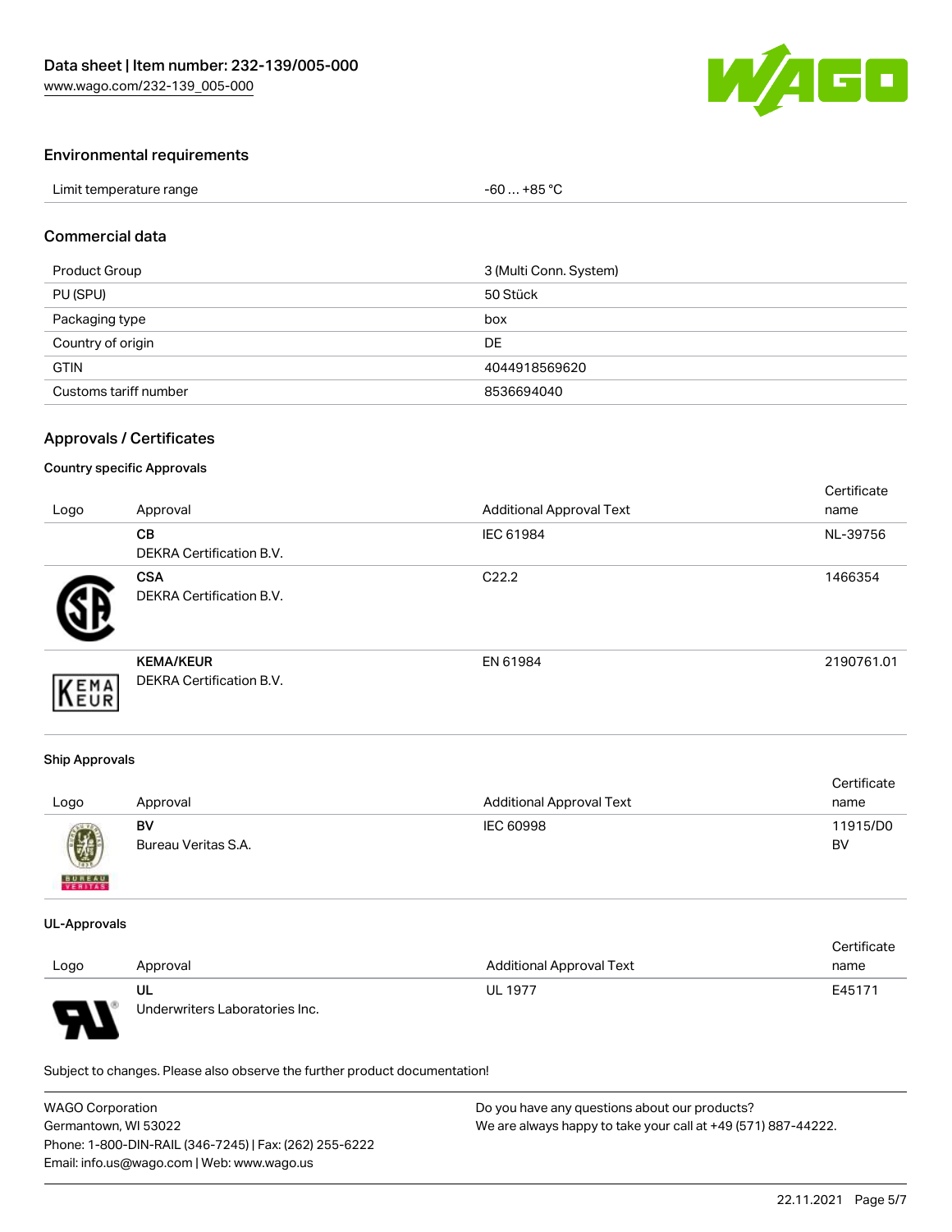## Environmental requirements

| | |
|---|---|
| Limit temperature range | -60 … +85 °C |

## Commercial data

| | |
|---|---|
| Product Group | 3 (Multi Conn. System) |
| PU (SPU) | 50 Stück |
| Packaging type | box |
| Country of origin | DE |
| GTIN | 4044918569620 |
| Customs tariff number | 8536694040 |

## Approvals / Certificates

### Country specific Approvals

| Logo | Approval | Additional Approval Text | Certificate name |
|---|---|---|---|
| | **CB**<br>DEKRA Certification B.V. | IEC 61984 | NL-39756 |
| | **CSA**<br>DEKRA Certification B.V. | C22.2 | 1466354 |
| | **KEMA/KEUR**<br>DEKRA Certification B.V. | EN 61984 | 2190761.01 |

### Ship Approvals

| Logo | Approval | Additional Approval Text | Certificate name |
|---|---|---|---|
| | **BV**<br>Bureau Veritas S.A. | IEC 60998 | 11915/D0 BV |

### UL-Approvals

| Logo | Approval | Additional Approval Text | Certificate name |
|---|---|---|---|
| | **UL**<br>Underwriters Laboratories Inc. | UL 1977 | E45171 |

Subject to changes. Please also observe the further product documentation!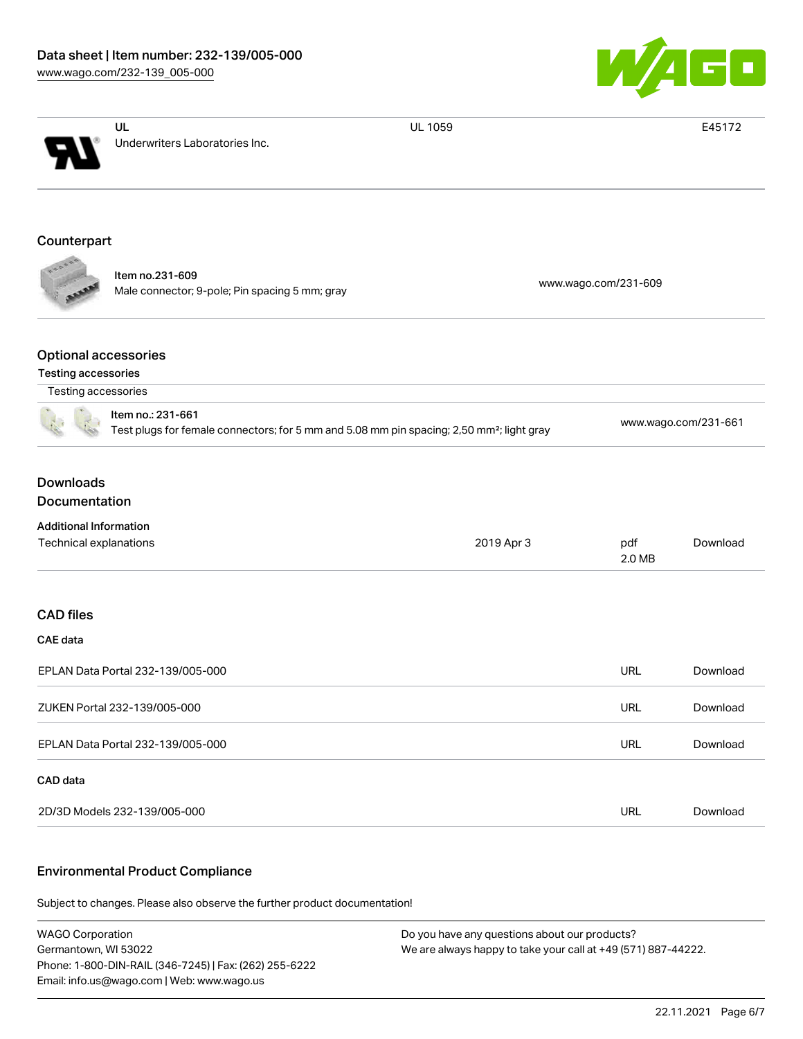| UL | UL 1059 | E45172 |
| --- | --- | --- |
| Underwriters Laboratories Inc. | | |

## Counterpart

| | |
| --- | --- |
| **Item no.231-609**<br>Male connector; 9-pole; Pin spacing 5 mm; gray | www.wago.com/231-609 |

## Optional accessories

### Testing accessories

Testing accessories

| | |
| --- | --- |
| **Item no.: 231-661**<br>Test plugs for female connectors; for 5 mm and 5.08 mm pin spacing; 2,50 mm²; light gray | www.wago.com/231-661 |

## Downloads

### Documentation

**Additional Information**

| | | | |
| --- | --- | --- | --- |
| Technical explanations | 2019 Apr 3 | pdf<br>2.0 MB | Download |

### CAD files

**CAE data**

| | | |
| --- | --- | --- |
| EPLAN Data Portal 232-139/005-000 | URL | Download |
| ZUKEN Portal 232-139/005-000 | URL | Download |
| EPLAN Data Portal 232-139/005-000 | URL | Download |

**CAD data**

| | | |
| --- | --- | --- |
| 2D/3D Models 232-139/005-000 | URL | Download |

## Environmental Product Compliance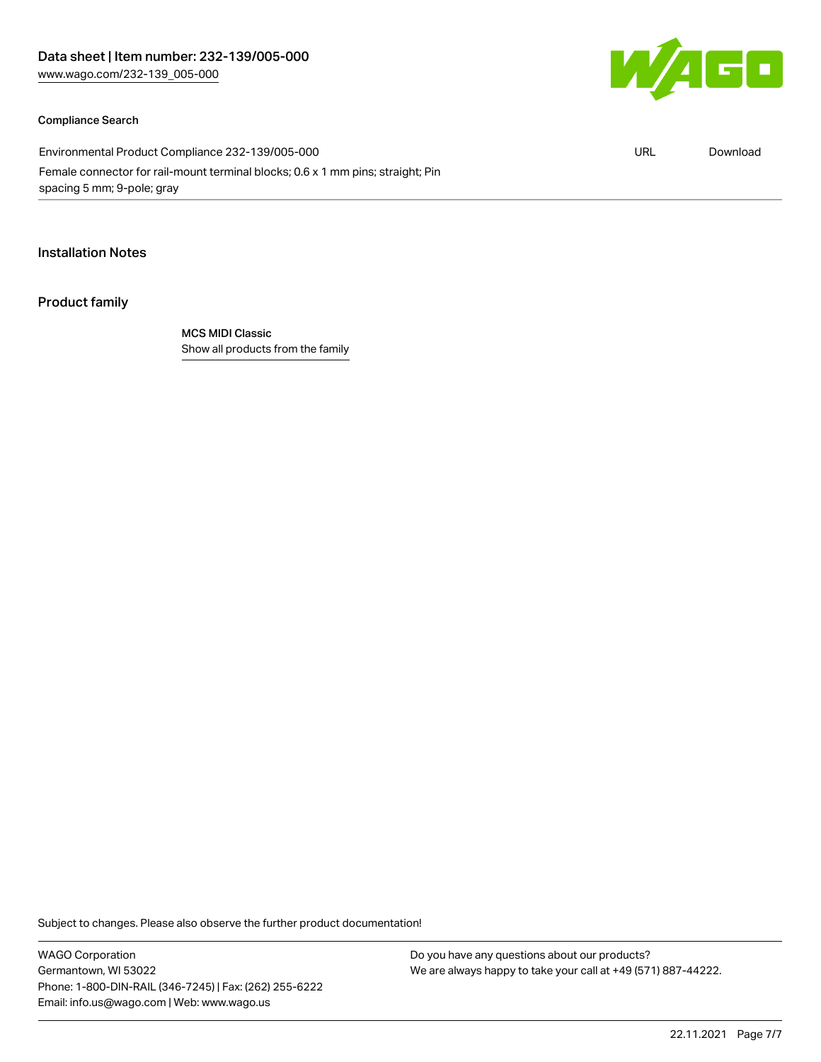#### Compliance Search

| | | |
|---|---|---|
| Environmental Product Compliance 232-139/005-000 | URL | Download |
| Female connector for rail-mount terminal blocks; 0.6 x 1 mm pins; straight; Pin spacing 5 mm; 9-pole; gray | | |

## Installation Notes

## Product family

**MCS MIDI Classic**
Show all products from the family

Subject to changes. Please also observe the further product documentation!

WAGO Corporation
Germantown, WI 53022
Phone: 1-800-DIN-RAIL (346-7245) | Fax: (262) 255-6222
Email: info.us@wago.com | Web: www.wago.us

Do you have any questions about our products?
We are always happy to take your call at +49 (571) 887-44222.

22.11.2021